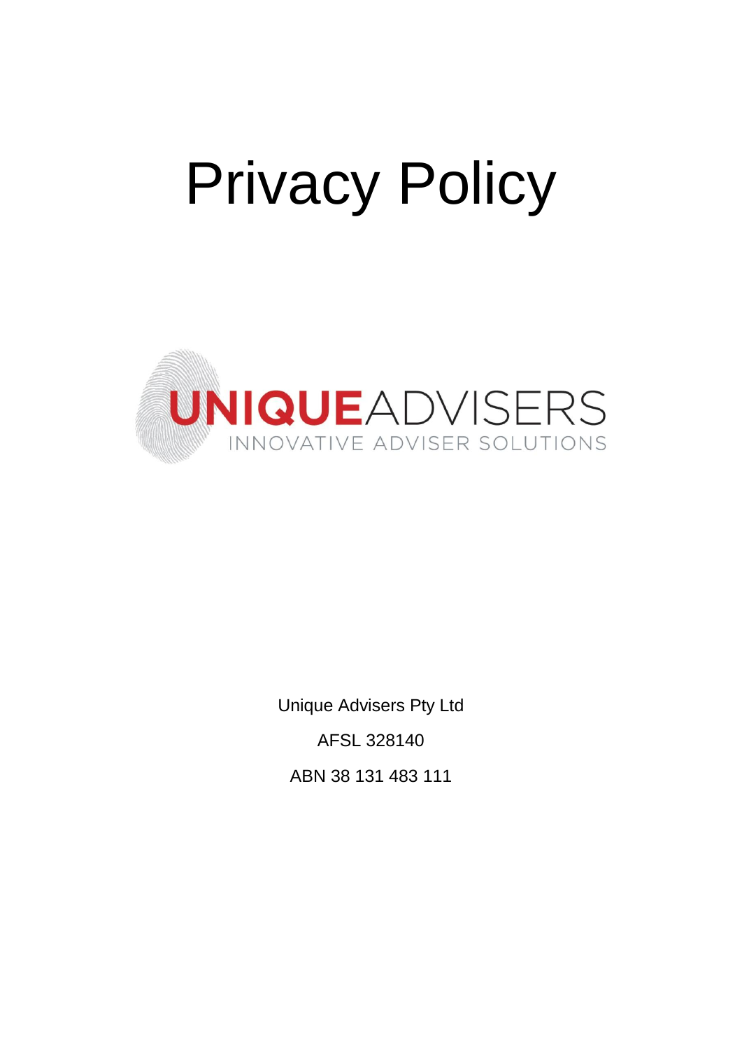# Privacy Policy

UNIQUEADVISERS
INNOVATIVE ADVISER SOLUTIONS

Unique Advisers Pty Ltd

AFSL 328140

ABN 38 131 483 111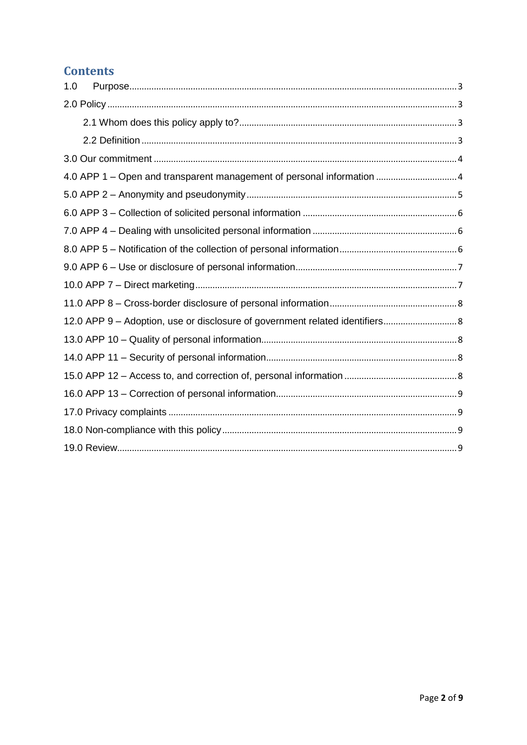## Contents

1.0 Purpose ..... 3

2.0 Policy ..... 3

- 2.1 Whom does this policy apply to? ..... 3
- 2.2 Definition ..... 3

3.0 Our commitment ..... 4

4.0 APP 1 – Open and transparent management of personal information ..... 4

5.0 APP 2 – Anonymity and pseudonymity ..... 5

6.0 APP 3 – Collection of solicited personal information ..... 6

7.0 APP 4 – Dealing with unsolicited personal information ..... 6

8.0 APP 5 – Notification of the collection of personal information ..... 6

9.0 APP 6 – Use or disclosure of personal information ..... 7

10.0 APP 7 – Direct marketing ..... 7

11.0 APP 8 – Cross-border disclosure of personal information ..... 8

12.0 APP 9 – Adoption, use or disclosure of government related identifiers ..... 8

13.0 APP 10 – Quality of personal information ..... 8

14.0 APP 11 – Security of personal information ..... 8

15.0 APP 12 – Access to, and correction of, personal information ..... 8

16.0 APP 13 – Correction of personal information ..... 9

17.0 Privacy complaints ..... 9

18.0 Non-compliance with this policy ..... 9

19.0 Review ..... 9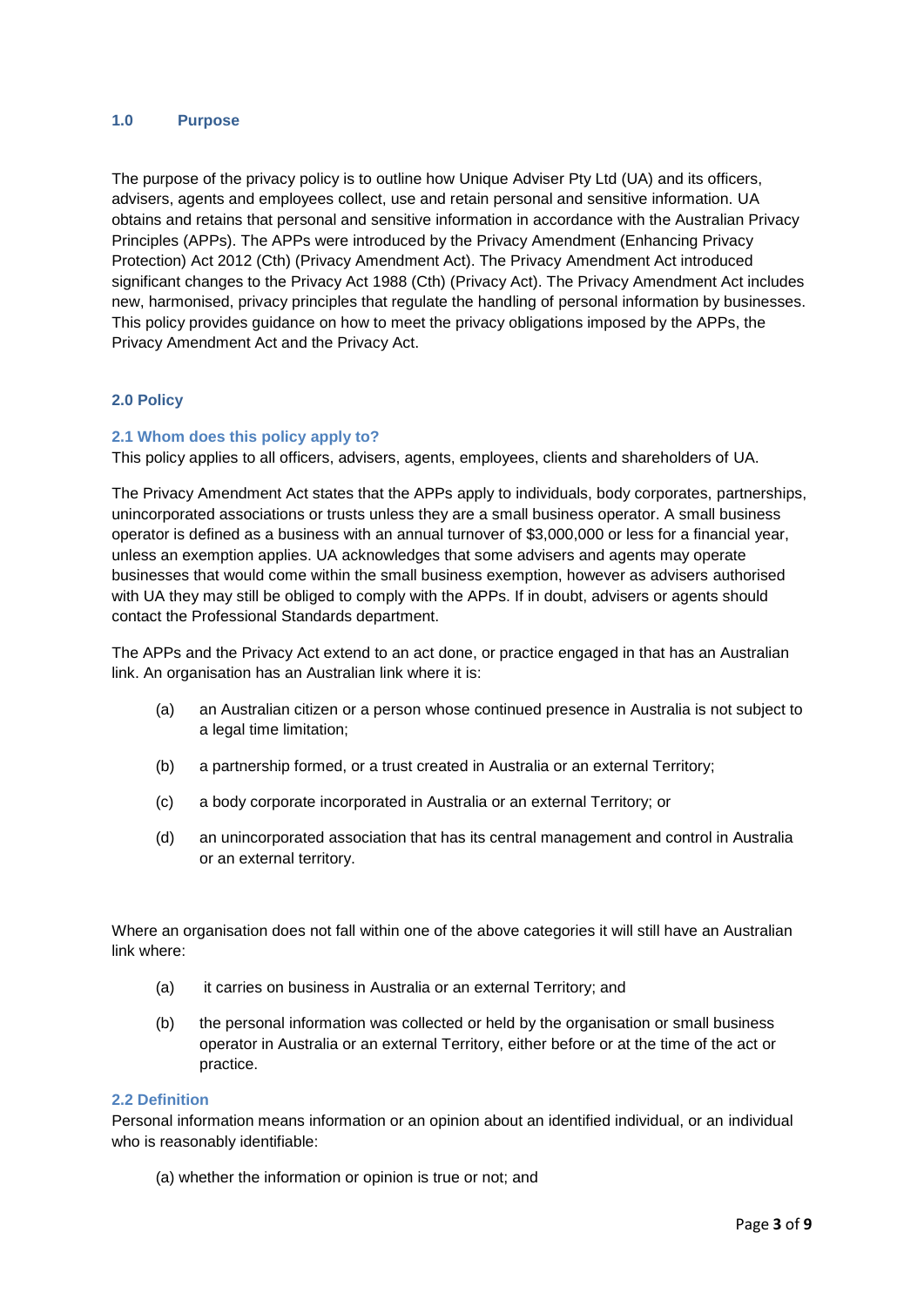## 1.0 Purpose

The purpose of the privacy policy is to outline how Unique Adviser Pty Ltd (UA) and its officers, advisers, agents and employees collect, use and retain personal and sensitive information. UA obtains and retains that personal and sensitive information in accordance with the Australian Privacy Principles (APPs). The APPs were introduced by the Privacy Amendment (Enhancing Privacy Protection) Act 2012 (Cth) (Privacy Amendment Act). The Privacy Amendment Act introduced significant changes to the Privacy Act 1988 (Cth) (Privacy Act). The Privacy Amendment Act includes new, harmonised, privacy principles that regulate the handling of personal information by businesses. This policy provides guidance on how to meet the privacy obligations imposed by the APPs, the Privacy Amendment Act and the Privacy Act.

## 2.0 Policy

### 2.1 Whom does this policy apply to?

This policy applies to all officers, advisers, agents, employees, clients and shareholders of UA.

The Privacy Amendment Act states that the APPs apply to individuals, body corporates, partnerships, unincorporated associations or trusts unless they are a small business operator. A small business operator is defined as a business with an annual turnover of $3,000,000 or less for a financial year, unless an exemption applies. UA acknowledges that some advisers and agents may operate businesses that would come within the small business exemption, however as advisers authorised with UA they may still be obliged to comply with the APPs. If in doubt, advisers or agents should contact the Professional Standards department.

The APPs and the Privacy Act extend to an act done, or practice engaged in that has an Australian link. An organisation has an Australian link where it is:

(a) an Australian citizen or a person whose continued presence in Australia is not subject to a legal time limitation;

(b) a partnership formed, or a trust created in Australia or an external Territory;

(c) a body corporate incorporated in Australia or an external Territory; or

(d) an unincorporated association that has its central management and control in Australia or an external territory.

Where an organisation does not fall within one of the above categories it will still have an Australian link where:

(a) it carries on business in Australia or an external Territory; and

(b) the personal information was collected or held by the organisation or small business operator in Australia or an external Territory, either before or at the time of the act or practice.

### 2.2 Definition

Personal information means information or an opinion about an identified individual, or an individual who is reasonably identifiable:

(a) whether the information or opinion is true or not; and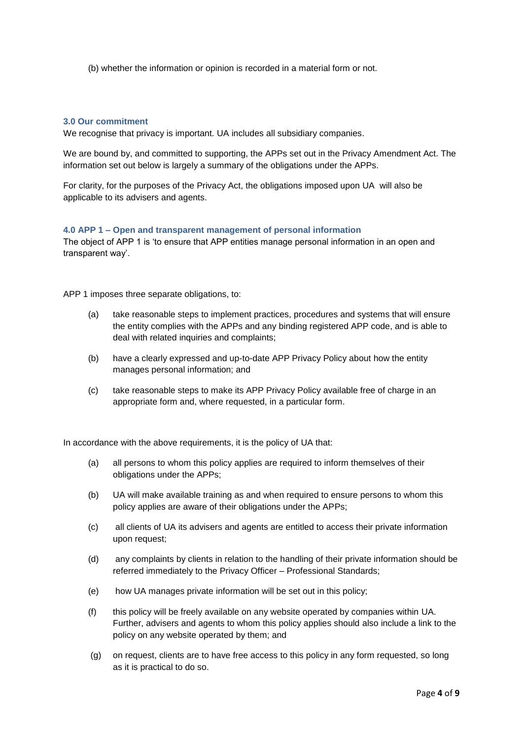(b) whether the information or opinion is recorded in a material form or not.

### 3.0 Our commitment

We recognise that privacy is important. UA includes all subsidiary companies.

We are bound by, and committed to supporting, the APPs set out in the Privacy Amendment Act. The information set out below is largely a summary of the obligations under the APPs.

For clarity, for the purposes of the Privacy Act, the obligations imposed upon UA will also be applicable to its advisers and agents.

### 4.0 APP 1 – Open and transparent management of personal information

The object of APP 1 is 'to ensure that APP entities manage personal information in an open and transparent way'.

APP 1 imposes three separate obligations, to:

(a) take reasonable steps to implement practices, procedures and systems that will ensure the entity complies with the APPs and any binding registered APP code, and is able to deal with related inquiries and complaints;

(b) have a clearly expressed and up-to-date APP Privacy Policy about how the entity manages personal information; and

(c) take reasonable steps to make its APP Privacy Policy available free of charge in an appropriate form and, where requested, in a particular form.

In accordance with the above requirements, it is the policy of UA that:

(a) all persons to whom this policy applies are required to inform themselves of their obligations under the APPs;

(b) UA will make available training as and when required to ensure persons to whom this policy applies are aware of their obligations under the APPs;

(c) all clients of UA its advisers and agents are entitled to access their private information upon request;

(d) any complaints by clients in relation to the handling of their private information should be referred immediately to the Privacy Officer – Professional Standards;

(e) how UA manages private information will be set out in this policy;

(f) this policy will be freely available on any website operated by companies within UA. Further, advisers and agents to whom this policy applies should also include a link to the policy on any website operated by them; and

(g) on request, clients are to have free access to this policy in any form requested, so long as it is practical to do so.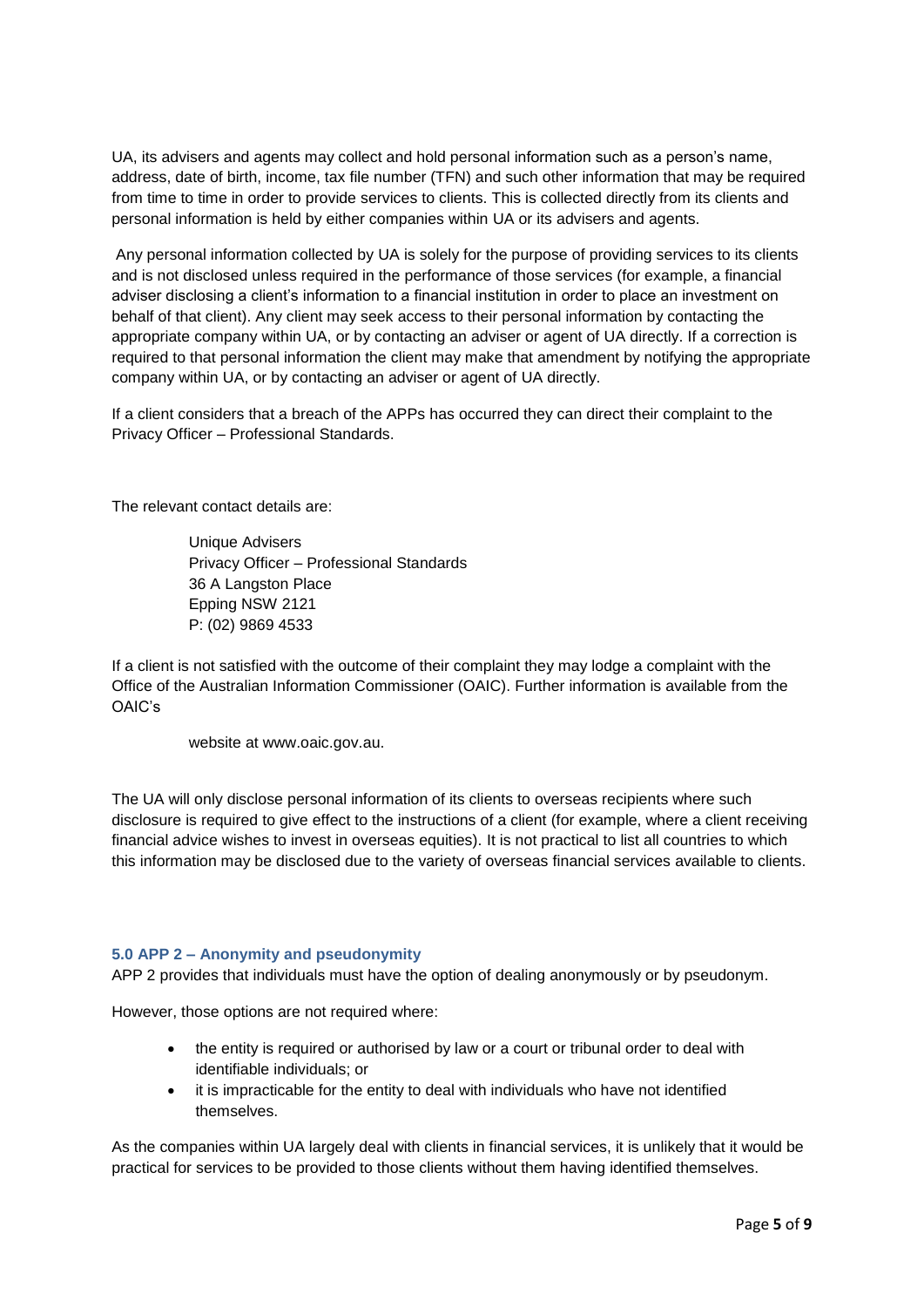UA, its advisers and agents may collect and hold personal information such as a person's name, address, date of birth, income, tax file number (TFN) and such other information that may be required from time to time in order to provide services to clients. This is collected directly from its clients and personal information is held by either companies within UA or its advisers and agents.

Any personal information collected by UA is solely for the purpose of providing services to its clients and is not disclosed unless required in the performance of those services (for example, a financial adviser disclosing a client's information to a financial institution in order to place an investment on behalf of that client). Any client may seek access to their personal information by contacting the appropriate company within UA, or by contacting an adviser or agent of UA directly. If a correction is required to that personal information the client may make that amendment by notifying the appropriate company within UA, or by contacting an adviser or agent of UA directly.

If a client considers that a breach of the APPs has occurred they can direct their complaint to the Privacy Officer – Professional Standards.

The relevant contact details are:

> Unique Advisers
> Privacy Officer – Professional Standards
> 36 A Langston Place
> Epping NSW 2121
> P: (02) 9869 4533

If a client is not satisfied with the outcome of their complaint they may lodge a complaint with the Office of the Australian Information Commissioner (OAIC). Further information is available from the OAIC's

> website at www.oaic.gov.au.

The UA will only disclose personal information of its clients to overseas recipients where such disclosure is required to give effect to the instructions of a client (for example, where a client receiving financial advice wishes to invest in overseas equities). It is not practical to list all countries to which this information may be disclosed due to the variety of overseas financial services available to clients.

### 5.0 APP 2 – Anonymity and pseudonymity

APP 2 provides that individuals must have the option of dealing anonymously or by pseudonym.

However, those options are not required where:

- the entity is required or authorised by law or a court or tribunal order to deal with identifiable individuals; or
- it is impracticable for the entity to deal with individuals who have not identified themselves.

As the companies within UA largely deal with clients in financial services, it is unlikely that it would be practical for services to be provided to those clients without them having identified themselves.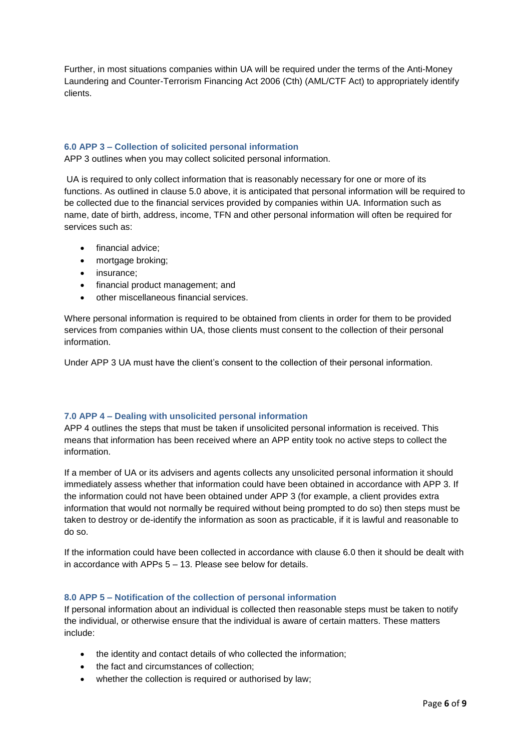Further, in most situations companies within UA will be required under the terms of the Anti-Money Laundering and Counter-Terrorism Financing Act 2006 (Cth) (AML/CTF Act) to appropriately identify clients.

### 6.0 APP 3 – Collection of solicited personal information

APP 3 outlines when you may collect solicited personal information.

UA is required to only collect information that is reasonably necessary for one or more of its functions. As outlined in clause 5.0 above, it is anticipated that personal information will be required to be collected due to the financial services provided by companies within UA. Information such as name, date of birth, address, income, TFN and other personal information will often be required for services such as:

- financial advice;
- mortgage broking;
- insurance;
- financial product management; and
- other miscellaneous financial services.

Where personal information is required to be obtained from clients in order for them to be provided services from companies within UA, those clients must consent to the collection of their personal information.

Under APP 3 UA must have the client's consent to the collection of their personal information.

### 7.0 APP 4 – Dealing with unsolicited personal information

APP 4 outlines the steps that must be taken if unsolicited personal information is received. This means that information has been received where an APP entity took no active steps to collect the information.

If a member of UA or its advisers and agents collects any unsolicited personal information it should immediately assess whether that information could have been obtained in accordance with APP 3. If the information could not have been obtained under APP 3 (for example, a client provides extra information that would not normally be required without being prompted to do so) then steps must be taken to destroy or de-identify the information as soon as practicable, if it is lawful and reasonable to do so.

If the information could have been collected in accordance with clause 6.0 then it should be dealt with in accordance with APPs 5 – 13. Please see below for details.

### 8.0 APP 5 – Notification of the collection of personal information

If personal information about an individual is collected then reasonable steps must be taken to notify the individual, or otherwise ensure that the individual is aware of certain matters. These matters include:

- the identity and contact details of who collected the information;
- the fact and circumstances of collection;
- whether the collection is required or authorised by law;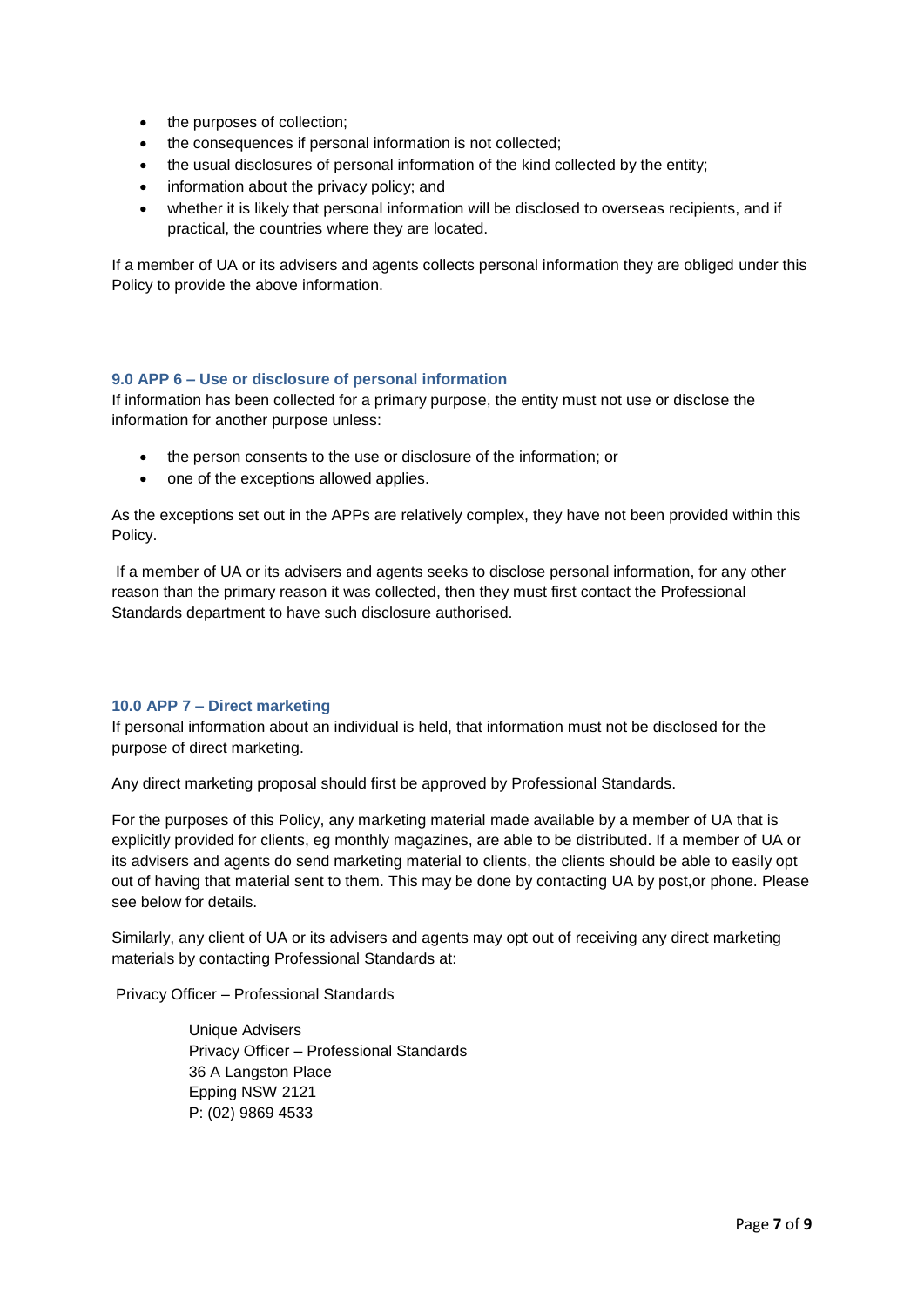- the purposes of collection;
- the consequences if personal information is not collected;
- the usual disclosures of personal information of the kind collected by the entity;
- information about the privacy policy; and
- whether it is likely that personal information will be disclosed to overseas recipients, and if practical, the countries where they are located.

If a member of UA or its advisers and agents collects personal information they are obliged under this Policy to provide the above information.

### 9.0 APP 6 – Use or disclosure of personal information

If information has been collected for a primary purpose, the entity must not use or disclose the information for another purpose unless:

- the person consents to the use or disclosure of the information; or
- one of the exceptions allowed applies.

As the exceptions set out in the APPs are relatively complex, they have not been provided within this Policy.

If a member of UA or its advisers and agents seeks to disclose personal information, for any other reason than the primary reason it was collected, then they must first contact the Professional Standards department to have such disclosure authorised.

### 10.0 APP 7 – Direct marketing

If personal information about an individual is held, that information must not be disclosed for the purpose of direct marketing.

Any direct marketing proposal should first be approved by Professional Standards.

For the purposes of this Policy, any marketing material made available by a member of UA that is explicitly provided for clients, eg monthly magazines, are able to be distributed. If a member of UA or its advisers and agents do send marketing material to clients, the clients should be able to easily opt out of having that material sent to them. This may be done by contacting UA by post,or phone. Please see below for details.

Similarly, any client of UA or its advisers and agents may opt out of receiving any direct marketing materials by contacting Professional Standards at:

Privacy Officer – Professional Standards

Unique Advisers
Privacy Officer – Professional Standards
36 A Langston Place
Epping NSW 2121
P: (02) 9869 4533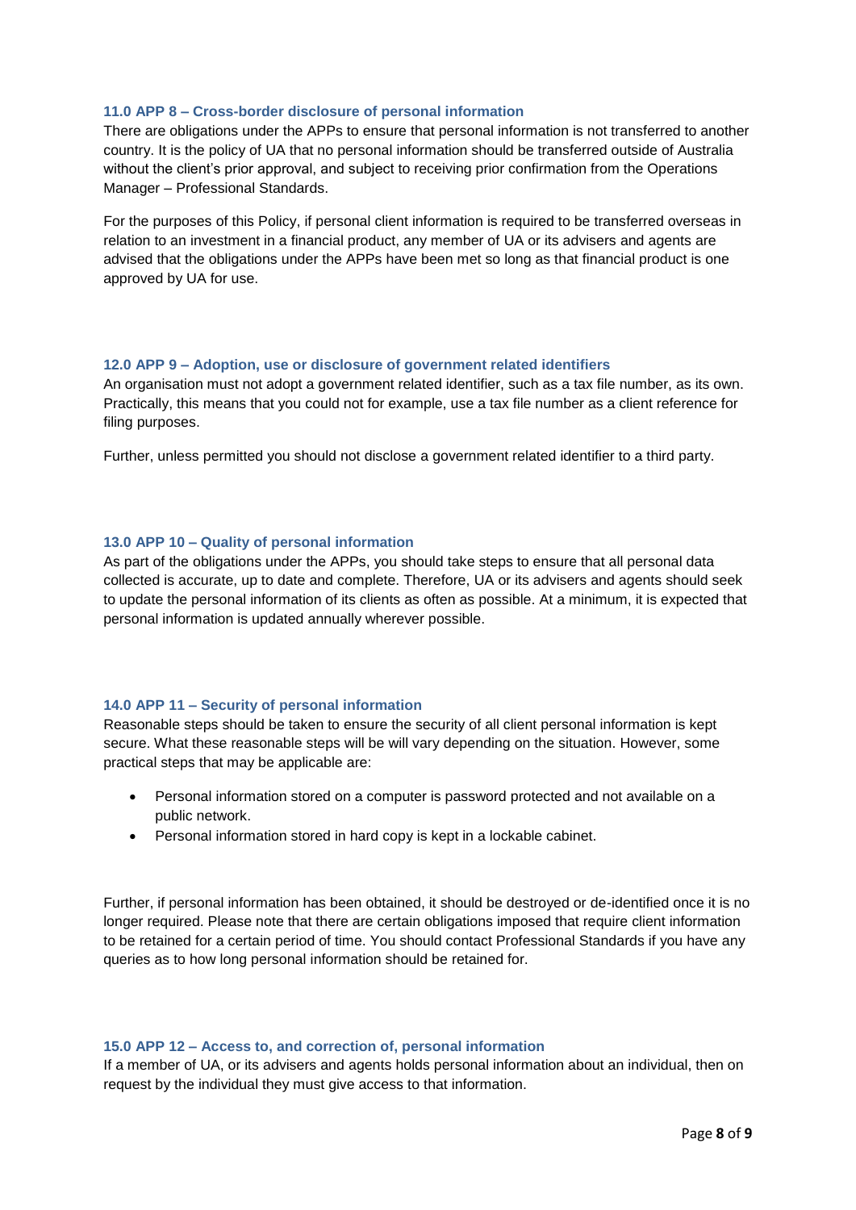## 11.0 APP 8 – Cross-border disclosure of personal information

There are obligations under the APPs to ensure that personal information is not transferred to another country. It is the policy of UA that no personal information should be transferred outside of Australia without the client's prior approval, and subject to receiving prior confirmation from the Operations Manager – Professional Standards.

For the purposes of this Policy, if personal client information is required to be transferred overseas in relation to an investment in a financial product, any member of UA or its advisers and agents are advised that the obligations under the APPs have been met so long as that financial product is one approved by UA for use.

## 12.0 APP 9 – Adoption, use or disclosure of government related identifiers

An organisation must not adopt a government related identifier, such as a tax file number, as its own. Practically, this means that you could not for example, use a tax file number as a client reference for filing purposes.

Further, unless permitted you should not disclose a government related identifier to a third party.

## 13.0 APP 10 – Quality of personal information

As part of the obligations under the APPs, you should take steps to ensure that all personal data collected is accurate, up to date and complete. Therefore, UA or its advisers and agents should seek to update the personal information of its clients as often as possible. At a minimum, it is expected that personal information is updated annually wherever possible.

## 14.0 APP 11 – Security of personal information

Reasonable steps should be taken to ensure the security of all client personal information is kept secure. What these reasonable steps will be will vary depending on the situation. However, some practical steps that may be applicable are:

- Personal information stored on a computer is password protected and not available on a public network.
- Personal information stored in hard copy is kept in a lockable cabinet.

Further, if personal information has been obtained, it should be destroyed or de-identified once it is no longer required. Please note that there are certain obligations imposed that require client information to be retained for a certain period of time. You should contact Professional Standards if you have any queries as to how long personal information should be retained for.

## 15.0 APP 12 – Access to, and correction of, personal information

If a member of UA, or its advisers and agents holds personal information about an individual, then on request by the individual they must give access to that information.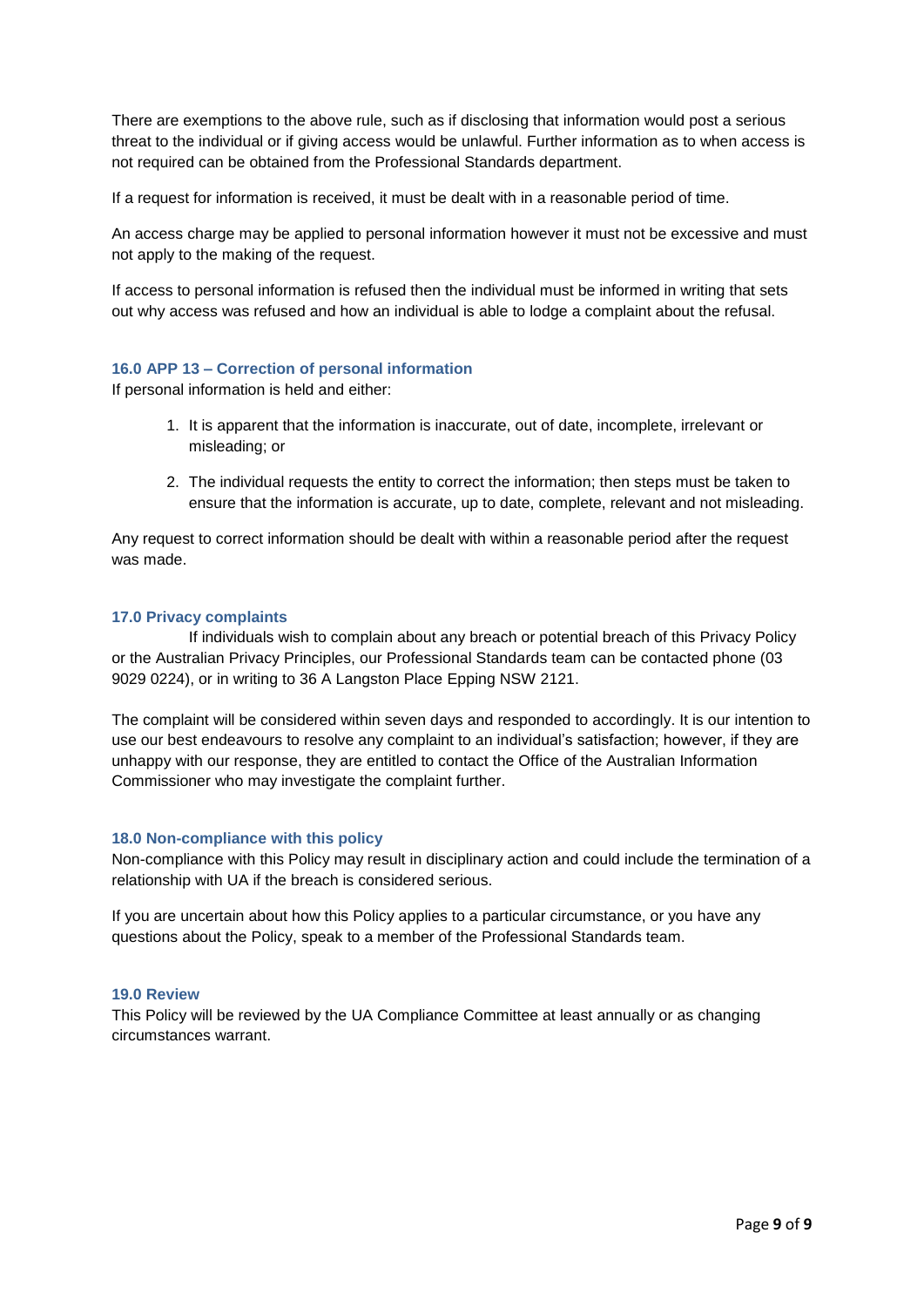There are exemptions to the above rule, such as if disclosing that information would post a serious threat to the individual or if giving access would be unlawful. Further information as to when access is not required can be obtained from the Professional Standards department.

If a request for information is received, it must be dealt with in a reasonable period of time.

An access charge may be applied to personal information however it must not be excessive and must not apply to the making of the request.

If access to personal information is refused then the individual must be informed in writing that sets out why access was refused and how an individual is able to lodge a complaint about the refusal.

### 16.0 APP 13 – Correction of personal information

If personal information is held and either:

1. It is apparent that the information is inaccurate, out of date, incomplete, irrelevant or misleading; or
2. The individual requests the entity to correct the information; then steps must be taken to ensure that the information is accurate, up to date, complete, relevant and not misleading.

Any request to correct information should be dealt with within a reasonable period after the request was made.

### 17.0 Privacy complaints

If individuals wish to complain about any breach or potential breach of this Privacy Policy or the Australian Privacy Principles, our Professional Standards team can be contacted phone (03 9029 0224), or in writing to 36 A Langston Place Epping NSW 2121.

The complaint will be considered within seven days and responded to accordingly. It is our intention to use our best endeavours to resolve any complaint to an individual's satisfaction; however, if they are unhappy with our response, they are entitled to contact the Office of the Australian Information Commissioner who may investigate the complaint further.

### 18.0 Non-compliance with this policy

Non-compliance with this Policy may result in disciplinary action and could include the termination of a relationship with UA if the breach is considered serious.

If you are uncertain about how this Policy applies to a particular circumstance, or you have any questions about the Policy, speak to a member of the Professional Standards team.

### 19.0 Review

This Policy will be reviewed by the UA Compliance Committee at least annually or as changing circumstances warrant.